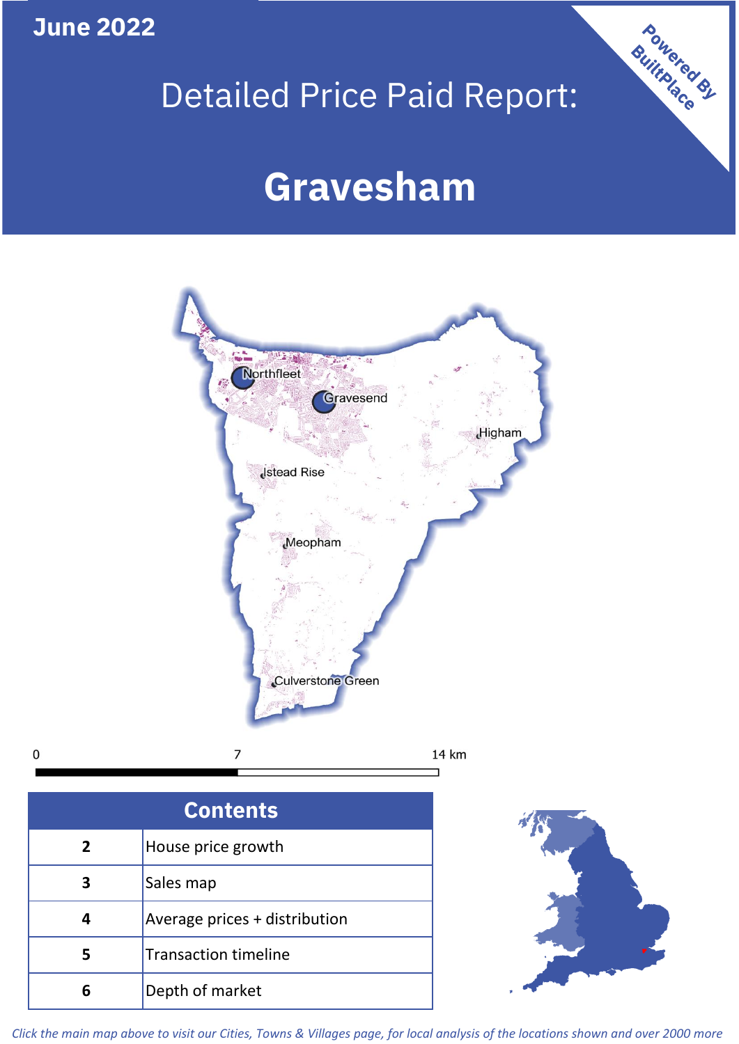June 2022

# Detailed Price Paid Report:

# Gravesham

Powered By BuiltPlace

Northfleet

Gravesend

Higham

Istead Rise

Meopham

Culverstone Green

0 7 14 km

| Contents | |
|---|---|
| 2 | House price growth |
| 3 | Sales map |
| 4 | Average prices + distribution |
| 5 | Transaction timeline |
| 6 | Depth of market |

*Click the main map above to visit our Cities, Towns & Villages page, for local analysis of the locations shown and over 2000 more*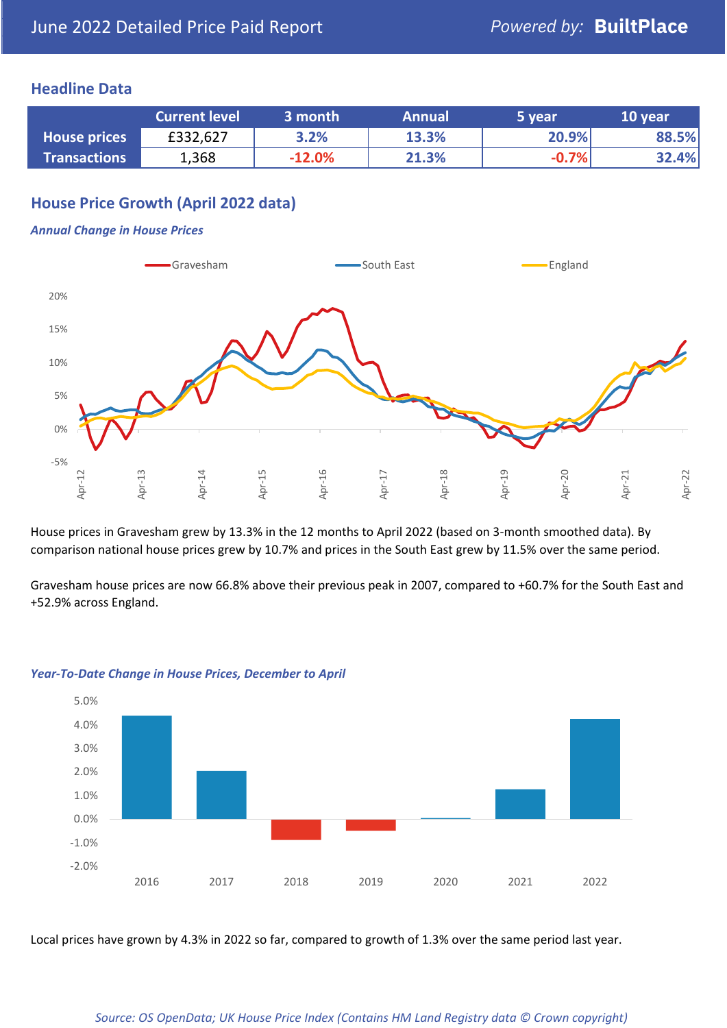June 2022 Detailed Price Paid Report

Powered by: **BuiltPlace**

## Headline Data

| | Current level | 3 month | Annual | 5 year | 10 year |
|---|---|---|---|---|---|
| **House prices** | £332,627 | 3.2% | 13.3% | 20.9% | 88.5% |
| **Transactions** | 1,368 | -12.0% | 21.3% | -0.7% | 32.4% |

## House Price Growth (April 2022 data)

### *Annual Change in House Prices*

House prices in Gravesham grew by 13.3% in the 12 months to April 2022 (based on 3-month smoothed data). By comparison national house prices grew by 10.7% and prices in the South East grew by 11.5% over the same period.

Gravesham house prices are now 66.8% above their previous peak in 2007, compared to +60.7% for the South East and +52.9% across England.

### *Year-To-Date Change in House Prices, December to April*

Local prices have grown by 4.3% in 2022 so far, compared to growth of 1.3% over the same period last year.

*Source: OS OpenData; UK House Price Index (Contains HM Land Registry data © Crown copyright)*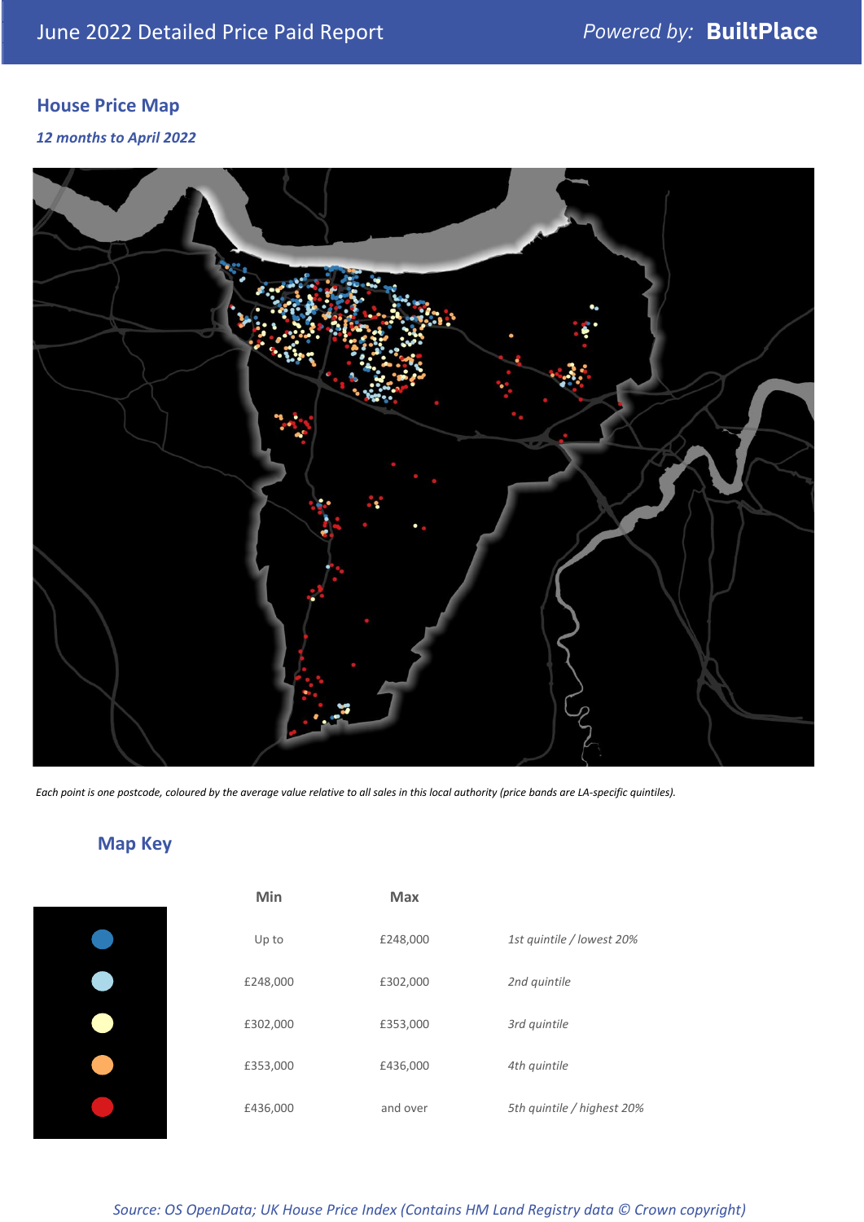June 2022 Detailed Price Paid Report

Powered by: **BuiltPlace**

## House Price Map

*12 months to April 2022*

*Each point is one postcode, coloured by the average value relative to all sales in this local authority (price bands are LA-specific quintiles).*

## Map Key

| | Min | Max | |
|---|---|---|---|
| Dark blue | Up to | £248,000 | *1st quintile / lowest 20%* |
| Light blue | £248,000 | £302,000 | *2nd quintile* |
| Pale yellow | £302,000 | £353,000 | *3rd quintile* |
| Orange | £353,000 | £436,000 | *4th quintile* |
| Red | £436,000 | and over | *5th quintile / highest 20%* |

*Source: OS OpenData; UK House Price Index (Contains HM Land Registry data © Crown copyright)*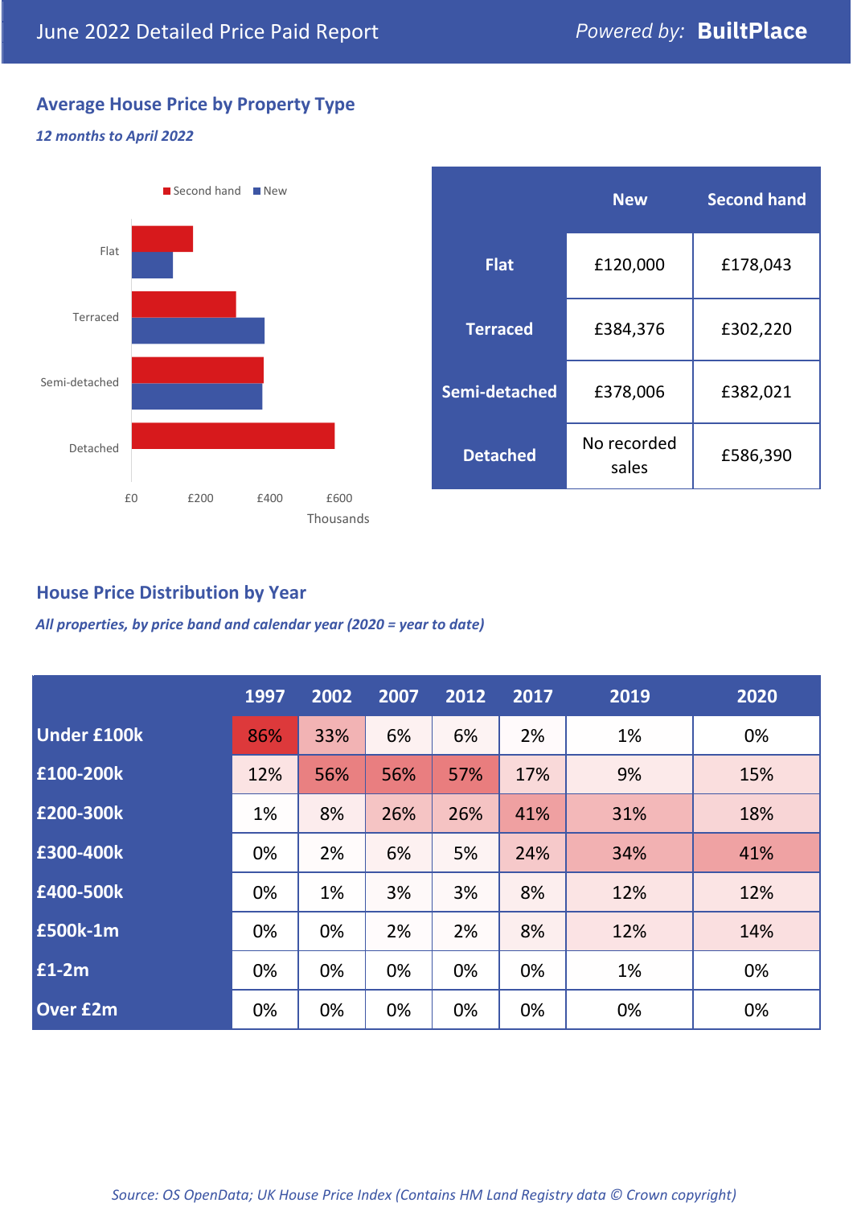# June 2022 Detailed Price Paid Report

Powered by: **BuiltPlace**

## Average House Price by Property Type

*12 months to April 2022*

| | New | Second hand |
|---|---|---|
| **Flat** | £120,000 | £178,043 |
| **Terraced** | £384,376 | £302,220 |
| **Semi-detached** | £378,006 | £382,021 |
| **Detached** | No recorded sales | £586,390 |

## House Price Distribution by Year

*All properties, by price band and calendar year (2020 = year to date)*

| | 1997 | 2002 | 2007 | 2012 | 2017 | 2019 | 2020 |
|---|---|---|---|---|---|---|---|
| **Under £100k** | 86% | 33% | 6% | 6% | 2% | 1% | 0% |
| **£100-200k** | 12% | 56% | 56% | 57% | 17% | 9% | 15% |
| **£200-300k** | 1% | 8% | 26% | 26% | 41% | 31% | 18% |
| **£300-400k** | 0% | 2% | 6% | 5% | 24% | 34% | 41% |
| **£400-500k** | 0% | 1% | 3% | 3% | 8% | 12% | 12% |
| **£500k-1m** | 0% | 0% | 2% | 2% | 8% | 12% | 14% |
| **£1-2m** | 0% | 0% | 0% | 0% | 0% | 1% | 0% |
| **Over £2m** | 0% | 0% | 0% | 0% | 0% | 0% | 0% |

*Source: OS OpenData; UK House Price Index (Contains HM Land Registry data © Crown copyright)*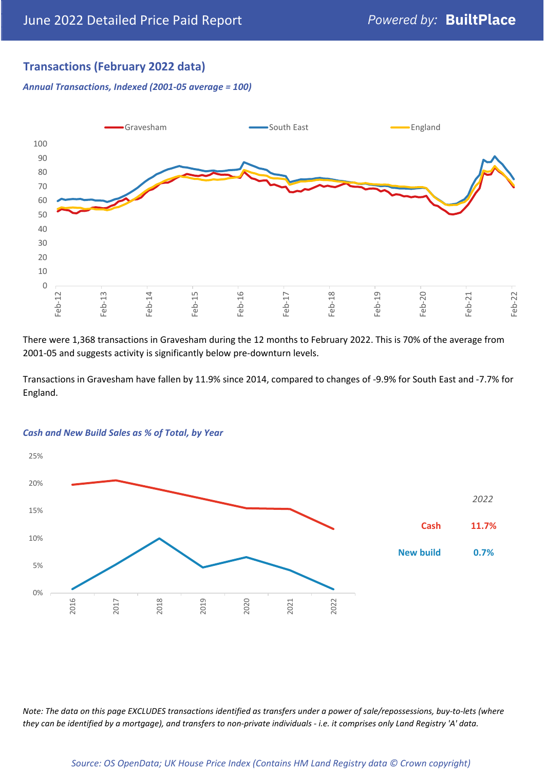## Transactions (February 2022 data)

*Annual Transactions, Indexed (2001-05 average = 100)*

There were 1,368 transactions in Gravesham during the 12 months to February 2022. This is 70% of the average from 2001-05 and suggests activity is significantly below pre-downturn levels.

Transactions in Gravesham have fallen by 11.9% since 2014, compared to changes of -9.9% for South East and -7.7% for England.

*Cash and New Build Sales as % of Total, by Year*

| 2022 | |
|---|---|
| Cash | 11.7% |
| New build | 0.7% |

*Note: The data on this page EXCLUDES transactions identified as transfers under a power of sale/repossessions, buy-to-lets (where they can be identified by a mortgage), and transfers to non-private individuals - i.e. it comprises only Land Registry 'A' data.*

*Source: OS OpenData; UK House Price Index (Contains HM Land Registry data © Crown copyright)*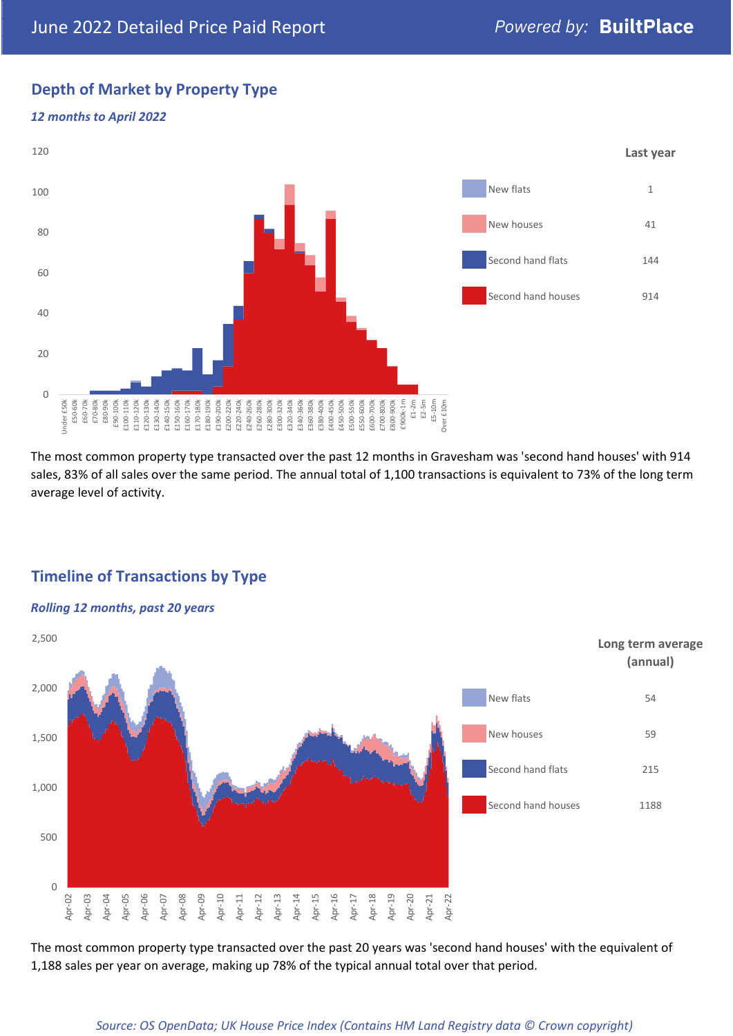June 2022 Detailed Price Paid Report

*Powered by:* **BuiltPlace**

## Depth of Market by Property Type

*12 months to April 2022*

120
100
80
60
40
20
0

Under £50k, £50-60k, £60-70k, £70-80k, £80-90k, £90-100k, £100-110k, £110-120k, £120-130k, £130-140k, £140-150k, £150-160k, £160-170k, £170-180k, £180-190k, £190-200k, £200-220k, £220-240k, £240-260k, £260-280k, £280-300k, £300-320k, £320-340k, £340-360k, £360-380k, £380-400k, £400-450k, £450-500k, £500-550k, £550-600k, £600-700k, £700-800k, £800-900k, £900k-1m, £1-2m, £2-5m, £5-10m, Over £10m

Last year

New flats 1
New houses 41
Second hand flats 144
Second hand houses 914

The most common property type transacted over the past 12 months in Gravesham was 'second hand houses' with 914 sales, 83% of all sales over the same period. The annual total of 1,100 transactions is equivalent to 73% of the long term average level of activity.

## Timeline of Transactions by Type

*Rolling 12 months, past 20 years*

2,500
2,000
1,500
1,000
500
0

Apr-02, Apr-03, Apr-04, Apr-05, Apr-06, Apr-07, Apr-08, Apr-09, Apr-10, Apr-11, Apr-12, Apr-13, Apr-14, Apr-15, Apr-16, Apr-17, Apr-18, Apr-19, Apr-20, Apr-21, Apr-22

Long term average (annual)

New flats 54
New houses 59
Second hand flats 215
Second hand houses 1188

The most common property type transacted over the past 20 years was 'second hand houses' with the equivalent of 1,188 sales per year on average, making up 78% of the typical annual total over that period.

*Source: OS OpenData; UK House Price Index (Contains HM Land Registry data © Crown copyright)*